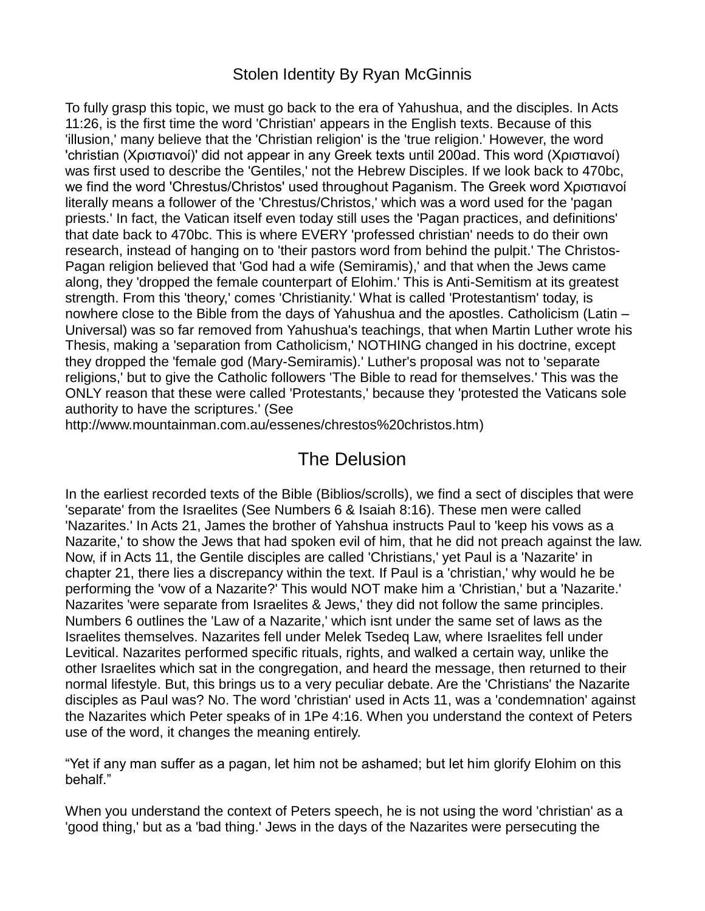# Stolen Identity By Ryan McGinnis

To fully grasp this topic, we must go back to the era of Yahushua, and the disciples. In Acts 11:26, is the first time the word 'Christian' appears in the English texts. Because of this 'illusion,' many believe that the 'Christian religion' is the 'true religion.' However, the word 'christian (Χριστιανοί)' did not appear in any Greek texts until 200ad. This word (Χριστιανοί) was first used to describe the 'Gentiles,' not the Hebrew Disciples. If we look back to 470bc, we find the word 'Chrestus/Christos' used throughout Paganism. The Greek word Χριστιανοί literally means a follower of the 'Chrestus/Christos,' which was a word used for the 'pagan priests.' In fact, the Vatican itself even today still uses the 'Pagan practices, and definitions' that date back to 470bc. This is where EVERY 'professed christian' needs to do their own research, instead of hanging on to 'their pastors word from behind the pulpit.' The Christos-Pagan religion believed that 'God had a wife (Semiramis),' and that when the Jews came along, they 'dropped the female counterpart of Elohim.' This is Anti-Semitism at its greatest strength. From this 'theory,' comes 'Christianity.' What is called 'Protestantism' today, is nowhere close to the Bible from the days of Yahushua and the apostles. Catholicism (Latin – Universal) was so far removed from Yahushua's teachings, that when Martin Luther wrote his Thesis, making a 'separation from Catholicism,' NOTHING changed in his doctrine, except they dropped the 'female god (Mary-Semiramis).' Luther's proposal was not to 'separate religions,' but to give the Catholic followers 'The Bible to read for themselves.' This was the ONLY reason that these were called 'Protestants,' because they 'protested the Vaticans sole authority to have the scriptures.' (See http://www.mountainman.com.au/essenes/chrestos%20christos.htm)

## The Delusion

In the earliest recorded texts of the Bible (Biblios/scrolls), we find a sect of disciples that were 'separate' from the Israelites (See Numbers 6 & Isaiah 8:16). These men were called 'Nazarites.' In Acts 21, James the brother of Yahshua instructs Paul to 'keep his vows as a Nazarite,' to show the Jews that had spoken evil of him, that he did not preach against the law. Now, if in Acts 11, the Gentile disciples are called 'Christians,' yet Paul is a 'Nazarite' in chapter 21, there lies a discrepancy within the text. If Paul is a 'christian,' why would he be performing the 'vow of a Nazarite?' This would NOT make him a 'Christian,' but a 'Nazarite.' Nazarites 'were separate from Israelites & Jews,' they did not follow the same principles. Numbers 6 outlines the 'Law of a Nazarite,' which isnt under the same set of laws as the Israelites themselves. Nazarites fell under Melek Tsedeq Law, where Israelites fell under Levitical. Nazarites performed specific rituals, rights, and walked a certain way, unlike the other Israelites which sat in the congregation, and heard the message, then returned to their normal lifestyle. But, this brings us to a very peculiar debate. Are the 'Christians' the Nazarite disciples as Paul was? No. The word 'christian' used in Acts 11, was a 'condemnation' against the Nazarites which Peter speaks of in 1Pe 4:16. When you understand the context of Peters use of the word, it changes the meaning entirely.

"Yet if any man suffer as a pagan, let him not be ashamed; but let him glorify Elohim on this behalf."

When you understand the context of Peters speech, he is not using the word 'christian' as a 'good thing,' but as a 'bad thing.' Jews in the days of the Nazarites were persecuting the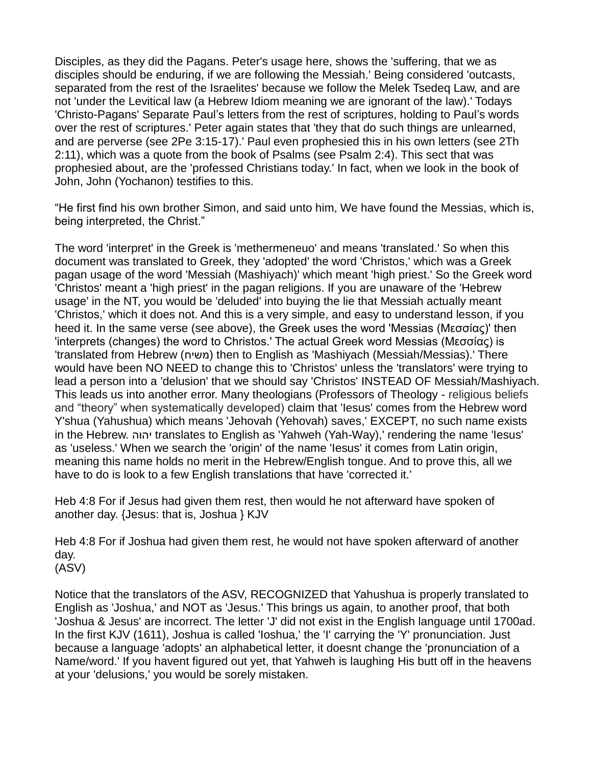Disciples, as they did the Pagans. Peter's usage here, shows the 'suffering, that we as disciples should be enduring, if we are following the Messiah.' Being considered 'outcasts, separated from the rest of the Israelites' because we follow the Melek Tsedeq Law, and are not 'under the Levitical law (a Hebrew Idiom meaning we are ignorant of the law).' Todays 'Christo-Pagans' Separate Paul's letters from the rest of scriptures, holding to Paul's words over the rest of scriptures.' Peter again states that 'they that do such things are unlearned, and are perverse (see 2Pe 3:15-17).' Paul even prophesied this in his own letters (see 2Th 2:11), which was a quote from the book of Psalms (see Psalm 2:4). This sect that was prophesied about, are the 'professed Christians today.' In fact, when we look in the book of John, John (Yochanon) testifies to this.

"He first find his own brother Simon, and said unto him, We have found the Messias, which is, being interpreted, the Christ."

The word 'interpret' in the Greek is 'methermeneuo' and means 'translated.' So when this document was translated to Greek, they 'adopted' the word 'Christos,' which was a Greek pagan usage of the word 'Messiah (Mashiyach)' which meant 'high priest.' So the Greek word 'Christos' meant a 'high priest' in the pagan religions. If you are unaware of the 'Hebrew usage' in the NT, you would be 'deluded' into buying the lie that Messiah actually meant 'Christos,' which it does not. And this is a very simple, and easy to understand lesson, if you heed it. In the same verse (see above), the Greek uses the word 'Messias (Μεσσίας)' then 'interprets (changes) the word to Christos.' The actual Greek word Messias (Μεσσίας) is 'translated from Hebrew (משיח) then to English as 'Mashiyach (Messiah/Messias).' There would have been NO NEED to change this to 'Christos' unless the 'translators' were trying to lead a person into a 'delusion' that we should say 'Christos' INSTEAD OF Messiah/Mashiyach. This leads us into another error. Many theologians (Professors of Theology - religious beliefs and "theory" when systematically developed) claim that 'Iesus' comes from the Hebrew word Y'shua (Yahushua) which means 'Jehovah (Yehovah) saves,' EXCEPT, no such name exists in the Hebrew. יהוה translates to English as 'Yahweh (Yah-Way),' rendering the name 'Iesus' as 'useless.' When we search the 'origin' of the name 'Iesus' it comes from Latin origin, meaning this name holds no merit in the Hebrew/English tongue. And to prove this, all we have to do is look to a few English translations that have 'corrected it.'

Heb 4:8 For if Jesus had given them rest, then would he not afterward have spoken of another day. {Jesus: that is, Joshua } KJV

Heb 4:8 For if Joshua had given them rest, he would not have spoken afterward of another day.
(ASV)

Notice that the translators of the ASV, RECOGNIZED that Yahushua is properly translated to English as 'Joshua,' and NOT as 'Jesus.' This brings us again, to another proof, that both 'Joshua & Jesus' are incorrect. The letter 'J' did not exist in the English language until 1700ad. In the first KJV (1611), Joshua is called 'Ioshua,' the 'I' carrying the 'Y' pronunciation. Just because a language 'adopts' an alphabetical letter, it doesnt change the 'pronunciation of a Name/word.' If you havent figured out yet, that Yahweh is laughing His butt off in the heavens at your 'delusions,' you would be sorely mistaken.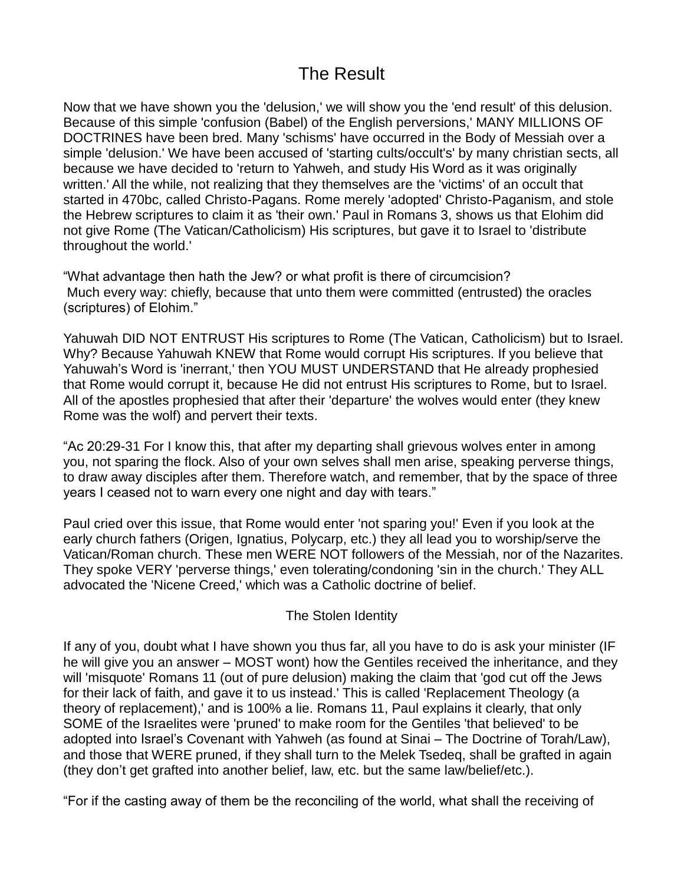# The Result

Now that we have shown you the 'delusion,' we will show you the 'end result' of this delusion. Because of this simple 'confusion (Babel) of the English perversions,' MANY MILLIONS OF DOCTRINES have been bred. Many 'schisms' have occurred in the Body of Messiah over a simple 'delusion.' We have been accused of 'starting cults/occult's' by many christian sects, all because we have decided to 'return to Yahweh, and study His Word as it was originally written.' All the while, not realizing that they themselves are the 'victims' of an occult that started in 470bc, called Christo-Pagans. Rome merely 'adopted' Christo-Paganism, and stole the Hebrew scriptures to claim it as 'their own.' Paul in Romans 3, shows us that Elohim did not give Rome (The Vatican/Catholicism) His scriptures, but gave it to Israel to 'distribute throughout the world.'

"What advantage then hath the Jew? or what profit is there of circumcision?
Much every way: chiefly, because that unto them were committed (entrusted) the oracles (scriptures) of Elohim."

Yahuwah DID NOT ENTRUST His scriptures to Rome (The Vatican, Catholicism) but to Israel. Why? Because Yahuwah KNEW that Rome would corrupt His scriptures. If you believe that Yahuwah's Word is 'inerrant,' then YOU MUST UNDERSTAND that He already prophesied that Rome would corrupt it, because He did not entrust His scriptures to Rome, but to Israel. All of the apostles prophesied that after their 'departure' the wolves would enter (they knew Rome was the wolf) and pervert their texts.

"Ac 20:29-31 For I know this, that after my departing shall grievous wolves enter in among you, not sparing the flock. Also of your own selves shall men arise, speaking perverse things, to draw away disciples after them. Therefore watch, and remember, that by the space of three years I ceased not to warn every one night and day with tears."

Paul cried over this issue, that Rome would enter 'not sparing you!' Even if you look at the early church fathers (Origen, Ignatius, Polycarp, etc.) they all lead you to worship/serve the Vatican/Roman church. These men WERE NOT followers of the Messiah, nor of the Nazarites. They spoke VERY 'perverse things,' even tolerating/condoning 'sin in the church.' They ALL advocated the 'Nicene Creed,' which was a Catholic doctrine of belief.

## The Stolen Identity

If any of you, doubt what I have shown you thus far, all you have to do is ask your minister (IF he will give you an answer – MOST wont) how the Gentiles received the inheritance, and they will 'misquote' Romans 11 (out of pure delusion) making the claim that 'god cut off the Jews for their lack of faith, and gave it to us instead.' This is called 'Replacement Theology (a theory of replacement),' and is 100% a lie. Romans 11, Paul explains it clearly, that only SOME of the Israelites were 'pruned' to make room for the Gentiles 'that believed' to be adopted into Israel's Covenant with Yahweh (as found at Sinai – The Doctrine of Torah/Law), and those that WERE pruned, if they shall turn to the Melek Tsedeq, shall be grafted in again (they don't get grafted into another belief, law, etc. but the same law/belief/etc.).

"For if the casting away of them be the reconciling of the world, what shall the receiving of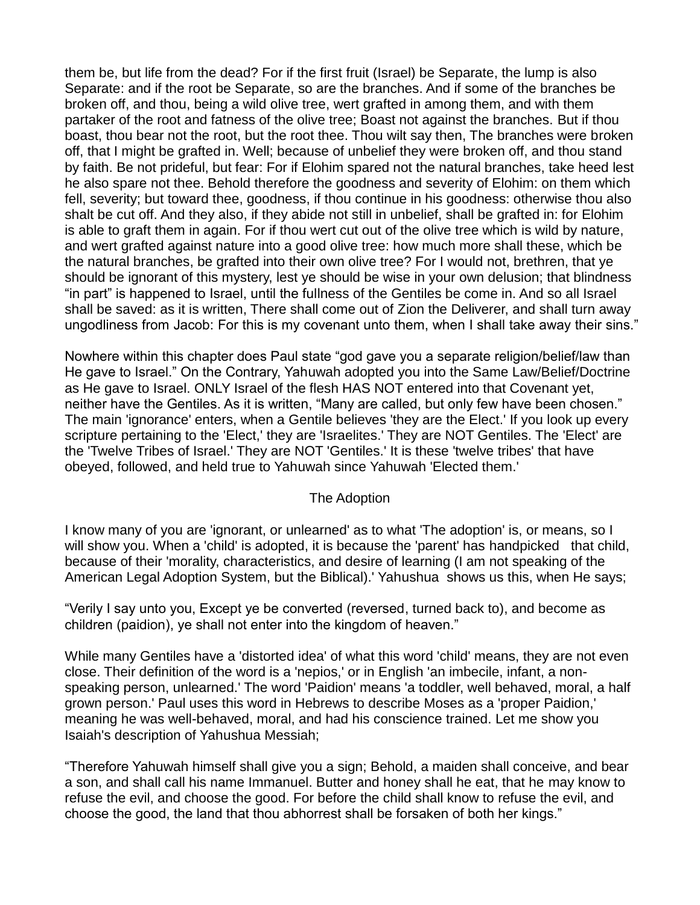them be, but life from the dead? For if the first fruit (Israel) be Separate, the lump is also Separate: and if the root be Separate, so are the branches. And if some of the branches be broken off, and thou, being a wild olive tree, wert grafted in among them, and with them partaker of the root and fatness of the olive tree; Boast not against the branches. But if thou boast, thou bear not the root, but the root thee. Thou wilt say then, The branches were broken off, that I might be grafted in. Well; because of unbelief they were broken off, and thou stand by faith. Be not prideful, but fear: For if Elohim spared not the natural branches, take heed lest he also spare not thee. Behold therefore the goodness and severity of Elohim: on them which fell, severity; but toward thee, goodness, if thou continue in his goodness: otherwise thou also shalt be cut off. And they also, if they abide not still in unbelief, shall be grafted in: for Elohim is able to graft them in again. For if thou wert cut out of the olive tree which is wild by nature, and wert grafted against nature into a good olive tree: how much more shall these, which be the natural branches, be grafted into their own olive tree? For I would not, brethren, that ye should be ignorant of this mystery, lest ye should be wise in your own delusion; that blindness "in part" is happened to Israel, until the fullness of the Gentiles be come in. And so all Israel shall be saved: as it is written, There shall come out of Zion the Deliverer, and shall turn away ungodliness from Jacob: For this is my covenant unto them, when I shall take away their sins."

Nowhere within this chapter does Paul state "god gave you a separate religion/belief/law than He gave to Israel." On the Contrary, Yahuwah adopted you into the Same Law/Belief/Doctrine as He gave to Israel. ONLY Israel of the flesh HAS NOT entered into that Covenant yet, neither have the Gentiles. As it is written, "Many are called, but only few have been chosen." The main 'ignorance' enters, when a Gentile believes 'they are the Elect.' If you look up every scripture pertaining to the 'Elect,' they are 'Israelites.' They are NOT Gentiles. The 'Elect' are the 'Twelve Tribes of Israel.' They are NOT 'Gentiles.' It is these 'twelve tribes' that have obeyed, followed, and held true to Yahuwah since Yahuwah 'Elected them.'

## The Adoption

I know many of you are 'ignorant, or unlearned' as to what 'The adoption' is, or means, so I will show you. When a 'child' is adopted, it is because the 'parent' has handpicked that child, because of their 'morality, characteristics, and desire of learning (I am not speaking of the American Legal Adoption System, but the Biblical).' Yahushua shows us this, when He says;

"Verily I say unto you, Except ye be converted (reversed, turned back to), and become as children (paidion), ye shall not enter into the kingdom of heaven."

While many Gentiles have a 'distorted idea' of what this word 'child' means, they are not even close. Their definition of the word is a 'nepios,' or in English 'an imbecile, infant, a non-speaking person, unlearned.' The word 'Paidion' means 'a toddler, well behaved, moral, a half grown person.' Paul uses this word in Hebrews to describe Moses as a 'proper Paidion,' meaning he was well-behaved, moral, and had his conscience trained. Let me show you Isaiah's description of Yahushua Messiah;

"Therefore Yahuwah himself shall give you a sign; Behold, a maiden shall conceive, and bear a son, and shall call his name Immanuel. Butter and honey shall he eat, that he may know to refuse the evil, and choose the good. For before the child shall know to refuse the evil, and choose the good, the land that thou abhorrest shall be forsaken of both her kings."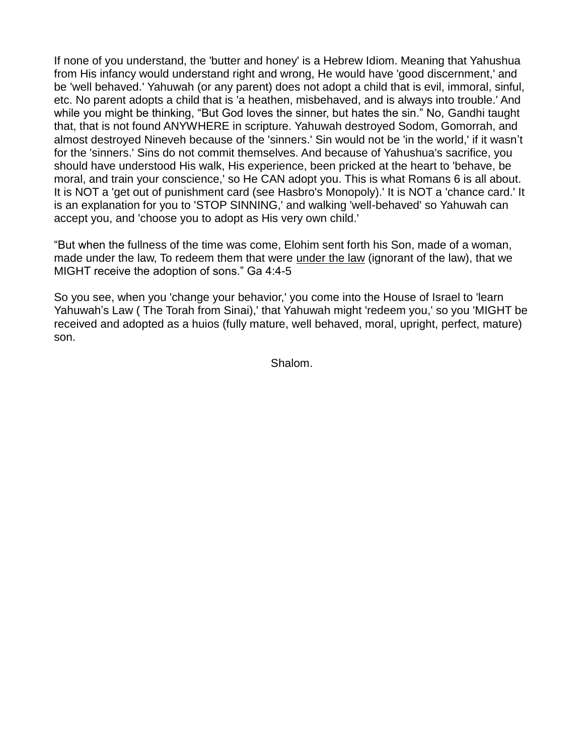If none of you understand, the 'butter and honey' is a Hebrew Idiom. Meaning that Yahushua from His infancy would understand right and wrong, He would have 'good discernment,' and be 'well behaved.' Yahuwah (or any parent) does not adopt a child that is evil, immoral, sinful, etc. No parent adopts a child that is 'a heathen, misbehaved, and is always into trouble.' And while you might be thinking, “But God loves the sinner, but hates the sin.” No, Gandhi taught that, that is not found ANYWHERE in scripture. Yahuwah destroyed Sodom, Gomorrah, and almost destroyed Nineveh because of the 'sinners.' Sin would not be 'in the world,' if it wasn’t for the 'sinners.' Sins do not commit themselves. And because of Yahushua's sacrifice, you should have understood His walk, His experience, been pricked at the heart to 'behave, be moral, and train your conscience,' so He CAN adopt you. This is what Romans 6 is all about. It is NOT a 'get out of punishment card (see Hasbro's Monopoly).' It is NOT a 'chance card.' It is an explanation for you to 'STOP SINNING,' and walking 'well-behaved' so Yahuwah can accept you, and 'choose you to adopt as His very own child.'

“But when the fullness of the time was come, Elohim sent forth his Son, made of a woman, made under the law, To redeem them that were <u>under the law</u> (ignorant of the law), that we MIGHT receive the adoption of sons.” Ga 4:4-5

So you see, when you 'change your behavior,' you come into the House of Israel to 'learn Yahuwah’s Law ( The Torah from Sinai),' that Yahuwah might 'redeem you,' so you 'MIGHT be received and adopted as a huios (fully mature, well behaved, moral, upright, perfect, mature) son.

Shalom.